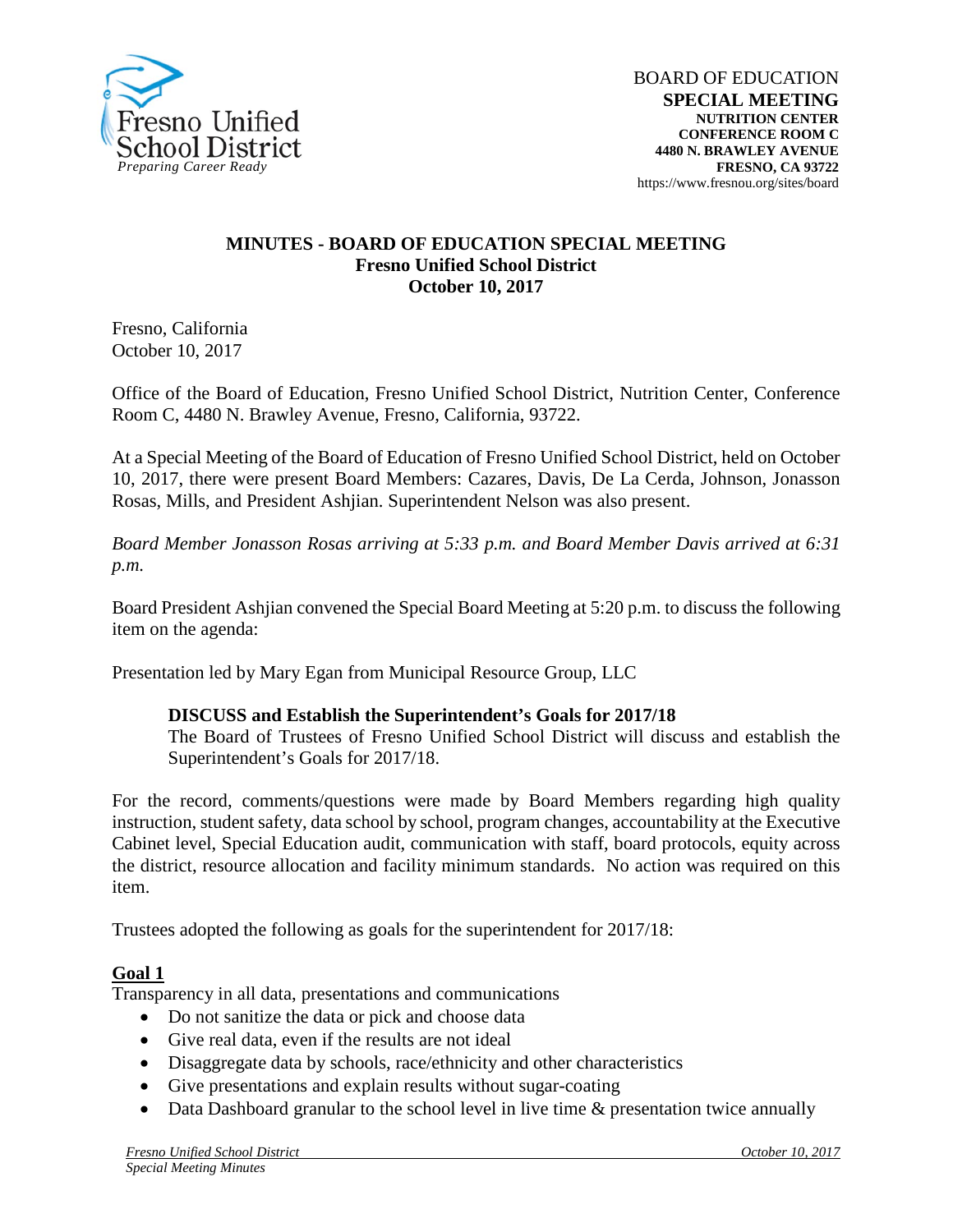BOARD OF EDUCATION
**SPECIAL MEETING**
**NUTRITION CENTER**
**CONFERENCE ROOM C**
**4480 N. BRAWLEY AVENUE**
**FRESNO, CA 93722**
https://www.fresnou.org/sites/board

# MINUTES - BOARD OF EDUCATION SPECIAL MEETING
## Fresno Unified School District
## October 10, 2017

Fresno, California
October 10, 2017

Office of the Board of Education, Fresno Unified School District, Nutrition Center, Conference Room C, 4480 N. Brawley Avenue, Fresno, California, 93722.

At a Special Meeting of the Board of Education of Fresno Unified School District, held on October 10, 2017, there were present Board Members: Cazares, Davis, De La Cerda, Johnson, Jonasson Rosas, Mills, and President Ashjian. Superintendent Nelson was also present.

*Board Member Jonasson Rosas arriving at 5:33 p.m. and Board Member Davis arrived at 6:31 p.m.*

Board President Ashjian convened the Special Board Meeting at 5:20 p.m. to discuss the following item on the agenda:

Presentation led by Mary Egan from Municipal Resource Group, LLC

> **DISCUSS and Establish the Superintendent's Goals for 2017/18**
> The Board of Trustees of Fresno Unified School District will discuss and establish the Superintendent's Goals for 2017/18.

For the record, comments/questions were made by Board Members regarding high quality instruction, student safety, data school by school, program changes, accountability at the Executive Cabinet level, Special Education audit, communication with staff, board protocols, equity across the district, resource allocation and facility minimum standards. No action was required on this item.

Trustees adopted the following as goals for the superintendent for 2017/18:

**Goal 1**
Transparency in all data, presentations and communications

- Do not sanitize the data or pick and choose data
- Give real data, even if the results are not ideal
- Disaggregate data by schools, race/ethnicity and other characteristics
- Give presentations and explain results without sugar-coating
- Data Dashboard granular to the school level in live time & presentation twice annually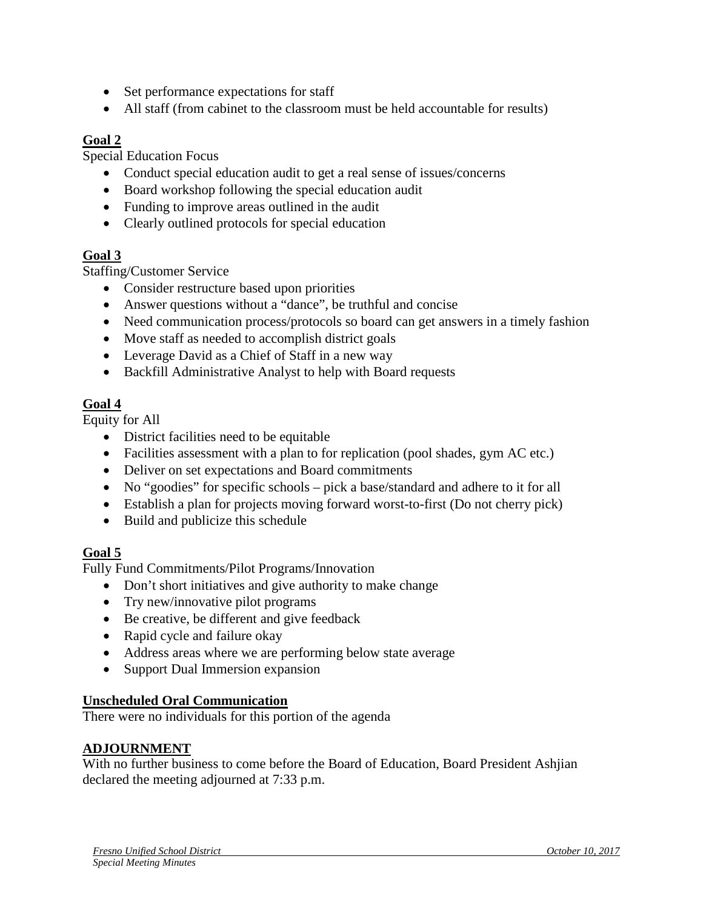- Set performance expectations for staff
- All staff (from cabinet to the classroom must be held accountable for results)

**Goal 2**

Special Education Focus

- Conduct special education audit to get a real sense of issues/concerns
- Board workshop following the special education audit
- Funding to improve areas outlined in the audit
- Clearly outlined protocols for special education

**Goal 3**

Staffing/Customer Service

- Consider restructure based upon priorities
- Answer questions without a "dance", be truthful and concise
- Need communication process/protocols so board can get answers in a timely fashion
- Move staff as needed to accomplish district goals
- Leverage David as a Chief of Staff in a new way
- Backfill Administrative Analyst to help with Board requests

**Goal 4**

Equity for All

- District facilities need to be equitable
- Facilities assessment with a plan to for replication (pool shades, gym AC etc.)
- Deliver on set expectations and Board commitments
- No "goodies" for specific schools – pick a base/standard and adhere to it for all
- Establish a plan for projects moving forward worst-to-first (Do not cherry pick)
- Build and publicize this schedule

**Goal 5**

Fully Fund Commitments/Pilot Programs/Innovation

- Don't short initiatives and give authority to make change
- Try new/innovative pilot programs
- Be creative, be different and give feedback
- Rapid cycle and failure okay
- Address areas where we are performing below state average
- Support Dual Immersion expansion

**Unscheduled Oral Communication**

There were no individuals for this portion of the agenda

**ADJOURNMENT**

With no further business to come before the Board of Education, Board President Ashjian declared the meeting adjourned at 7:33 p.m.